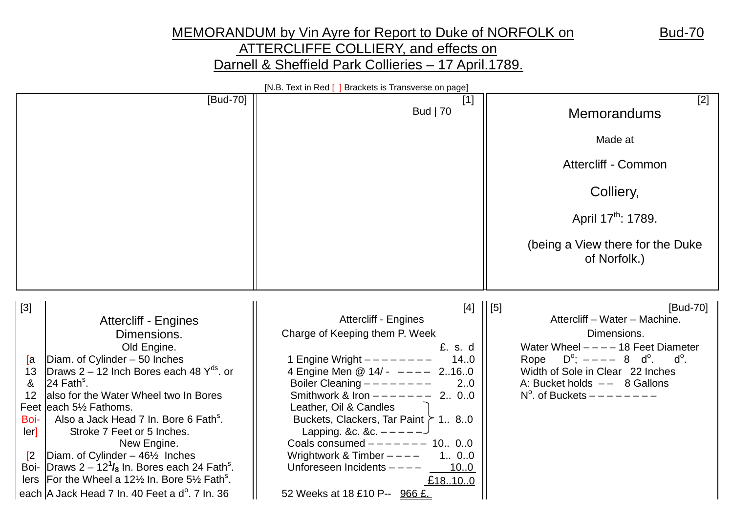# MEMORANDUM by Vin Ayre for Report to Duke of NORFOLK on ATTERCLIFFE COLLIERY, and effects on Darnell & Sheffield Park Collieries – 17 April.1789.

Bud-70

[N.B. Text in Red [ ] Brackets is Transverse on page]

[Bud-70]

[1]

Bud | 70

[2]

Memorandums

Made at

Attercliff - Common

Colliery,

April 17th: 1789.

(being a View there for the Duke of Norfolk.)

[3]

## Attercliff - Engines Dimensions.

Old Engine.

[a 13 & 12 Feet Boi-ler] Diam. of Cylinder – 50 Inches
Draws 2 – 12 Inch Bores each 48 Yds. or 24 Faths.
also for the Water Wheel two In Bores each 5½ Fathoms.
Also a Jack Head 7 In. Bore 6 Faths.
Stroke 7 Feet or 5 Inches.

New Engine.

[2 Boi-lers each] Diam. of Cylinder – 46½ Inches
Draws 2 – 12⅛ In. Bores each 24 Faths.
For the Wheel a 12½ In. Bore 5½ Faths.
A Jack Head 7 In. 40 Feet a do. 7 In. 36

[4]

## Attercliff - Engines

Charge of Keeping them P. Week

| | £. s. d |
|---|---|
| 1 Engine Wright – – – – – – – – | 14..0 |
| 4 Engine Men @ 14/- – – – – | 2..16..0 |
| Boiler Cleaning – – – – – – – – | 2..0 |
| Smithwork & Iron – – – – – – – | 2.. 0..0 |
| Leather, Oil & Candles / Buckets, Clackers, Tar Paint / Lapping. &c. &c. – – – – – | 1.. 8..0 |
| Coals consumed – – – – – – – | 10.. 0..0 |
| Wrightwork & Timber – – – – | 1.. 0..0 |
| Unforeseen Incidents – – – – | 10..0 |
| | £18..10..0 |

52 Weeks at 18 £10 P-- 966 £.

[5] [Bud-70]

## Attercliff – Water – Machine.

Dimensions.

Water Wheel – – – – 18 Feet Diameter
Rope Do; – – – – 8 do. do.
Width of Sole in Clear 22 Inches
A: Bucket holds – – 8 Gallons
No. of Buckets – – – – – – – –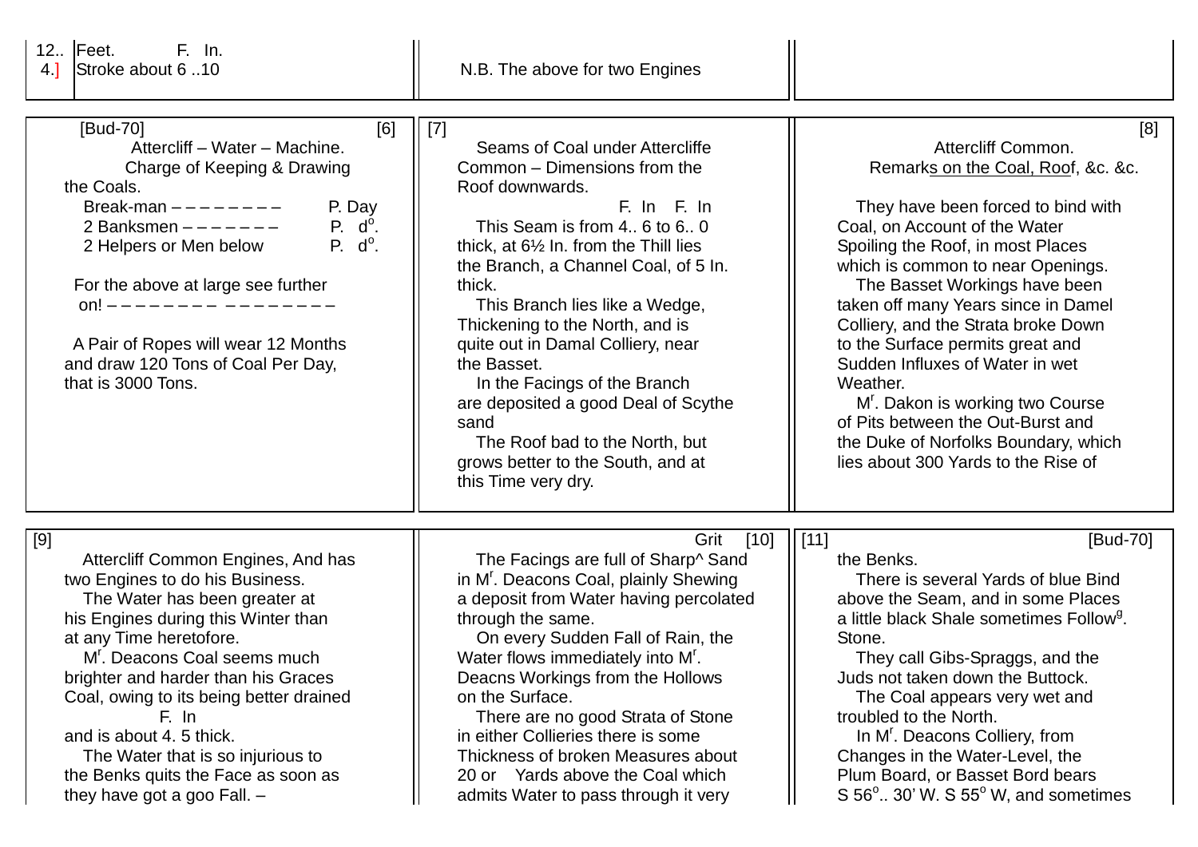| 12.. 4.] | Feet. F. In. Stroke about 6 ..10 |
|---|---|

N.B. The above for two Engines

[Bud-70] [6]

Attercliff – Water – Machine.
Charge of Keeping & Drawing the Coals.

| | |
|---|---|
| Break-man – – – – – – – – – | P. Day |
| 2 Banksmen – – – – – – – – | P. d$^{o}$. |
| 2 Helpers or Men below | P. d$^{o}$. |

For the above at large see further on! – – – – – – – – – – – – – – – – –

A Pair of Ropes will wear 12 Months and draw 120 Tons of Coal Per Day, that is 3000 Tons.

[7]

Seams of Coal under Attercliffe Common – Dimensions from the Roof downwards.

F. In F. In

This Seam is from 4.. 6 to 6.. 0 thick, at 6½ In. from the Thill lies the Branch, a Channel Coal, of 5 In. thick.

This Branch lies like a Wedge, Thickening to the North, and is quite out in Damal Colliery, near the Basset.

In the Facings of the Branch are deposited a good Deal of Scythe sand

The Roof bad to the North, but grows better to the South, and at this Time very dry.

[8]

Attercliff Common.
Remarks on the Coal, Roof, &c. &c.

They have been forced to bind with Coal, on Account of the Water Spoiling the Roof, in most Places which is common to near Openings.

The Basset Workings have been taken off many Years since in Damel Colliery, and the Strata broke Down to the Surface permits great and Sudden Influxes of Water in wet Weather.

M$^{r}$. Dakon is working two Course of Pits between the Out-Burst and the Duke of Norfolks Boundary, which lies about 300 Yards to the Rise of

[9]

Attercliff Common Engines, And has two Engines to do his Business.

The Water has been greater at his Engines during this Winter than at any Time heretofore.

M$^{r}$. Deacons Coal seems much brighter and harder than his Graces Coal, owing to its being better drained

F. In

and is about 4. 5 thick.

The Water that is so injurious to the Benks quits the Face as soon as they have got a goo Fall. –

Grit [10]

The Facings are full of Sharp^ Sand in M$^{r}$. Deacons Coal, plainly Shewing a deposit from Water having percolated through the same.

On every Sudden Fall of Rain, the Water flows immediately into M$^{r}$. Deacns Workings from the Hollows on the Surface.

There are no good Strata of Stone in either Collieries there is some Thickness of broken Measures about 20 or Yards above the Coal which admits Water to pass through it very

[11] [Bud-70]

the Benks.

There is several Yards of blue Bind above the Seam, and in some Places a little black Shale sometimes Follow$^{g}$. Stone.

They call Gibs-Spraggs, and the Juds not taken down the Buttock.

The Coal appears very wet and troubled to the North.

In M$^{r}$. Deacons Colliery, from Changes in the Water-Level, the Plum Board, or Basset Bord bears S 56$^{o}$.. 30' W. S 55$^{o}$ W, and sometimes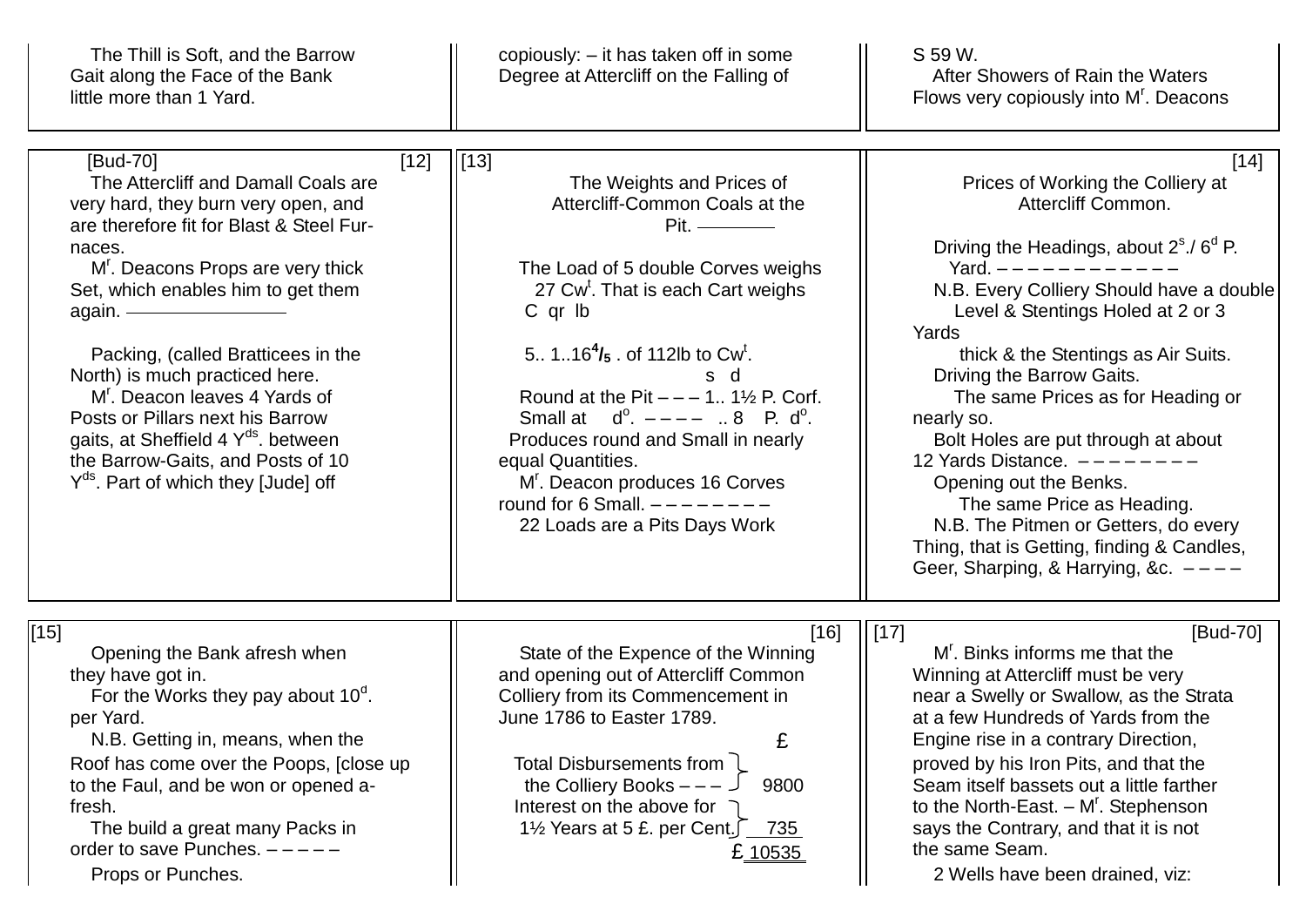The Thill is Soft, and the Barrow Gait along the Face of the Bank little more than 1 Yard.

copiously: – it has taken off in some Degree at Attercliff on the Falling of

S 59 W.

After Showers of Rain the Waters Flows very copiously into Mr. Deacons

[Bud-70] [12]

The Attercliff and Damall Coals are very hard, they burn very open, and are therefore fit for Blast & Steel Furnaces.

Mr. Deacons Props are very thick Set, which enables him to get them again. ————

Packing, (called Bratticees in the North) is much practiced here.

Mr. Deacon leaves 4 Yards of Posts or Pillars next his Barrow gaits, at Sheffield 4 Yds. between the Barrow-Gaits, and Posts of 10 Yds. Part of which they [Jude] off

[13]

The Weights and Prices of Attercliff-Common Coals at the Pit. ————

The Load of 5 double Corves weighs 27 Cwt. That is each Cart weighs

C qr lb

5.. 1..16$^{4}/_{5}$ . of 112lb to Cwt.

s d

Round at the Pit – – – 1.. 1½ P. Corf.

Small at do. – – – – .. 8 P. do.

Produces round and Small in nearly equal Quantities.

Mr. Deacon produces 16 Corves round for 6 Small. – – – – – – – –

22 Loads are a Pits Days Work

[14]

Prices of Working the Colliery at Attercliff Common.

Driving the Headings, about 2s./ 6d P. Yard. – – – – – – – – – – – –

N.B. Every Colliery Should have a double Level & Stentings Holed at 2 or 3 Yards thick & the Stentings as Air Suits.

Driving the Barrow Gaits.

The same Prices as for Heading or nearly so.

Bolt Holes are put through at about 12 Yards Distance. – – – – – – – –

Opening out the Benks.

The same Price as Heading.

N.B. The Pitmen or Getters, do every Thing, that is Getting, finding & Candles, Geer, Sharping, & Harrying, &c. – – – –

[15]

Opening the Bank afresh when they have got in.

For the Works they pay about 10d. per Yard.

N.B. Getting in, means, when the Roof has come over the Poops, [close up to the Faul, and be won or opened afresh.

The build a great many Packs in order to save Punches. – – – – –

Props or Punches.

[16]

State of the Expence of the Winning and opening out of Attercliff Common Colliery from its Commencement in June 1786 to Easter 1789.

| | £ |
|---|---|
| Total Disbursements from the Colliery Books – – – | 9800 |
| Interest on the above for 1½ Years at 5 £. per Cent. | 735 |
| | £ 10535 |

[17] [Bud-70]

Mr. Binks informs me that the Winning at Attercliff must be very near a Swelly or Swallow, as the Strata at a few Hundreds of Yards from the Engine rise in a contrary Direction, proved by his Iron Pits, and that the Seam itself bassets out a little farther to the North-East. – Mr. Stephenson says the Contrary, and that it is not the same Seam.

2 Wells have been drained, viz: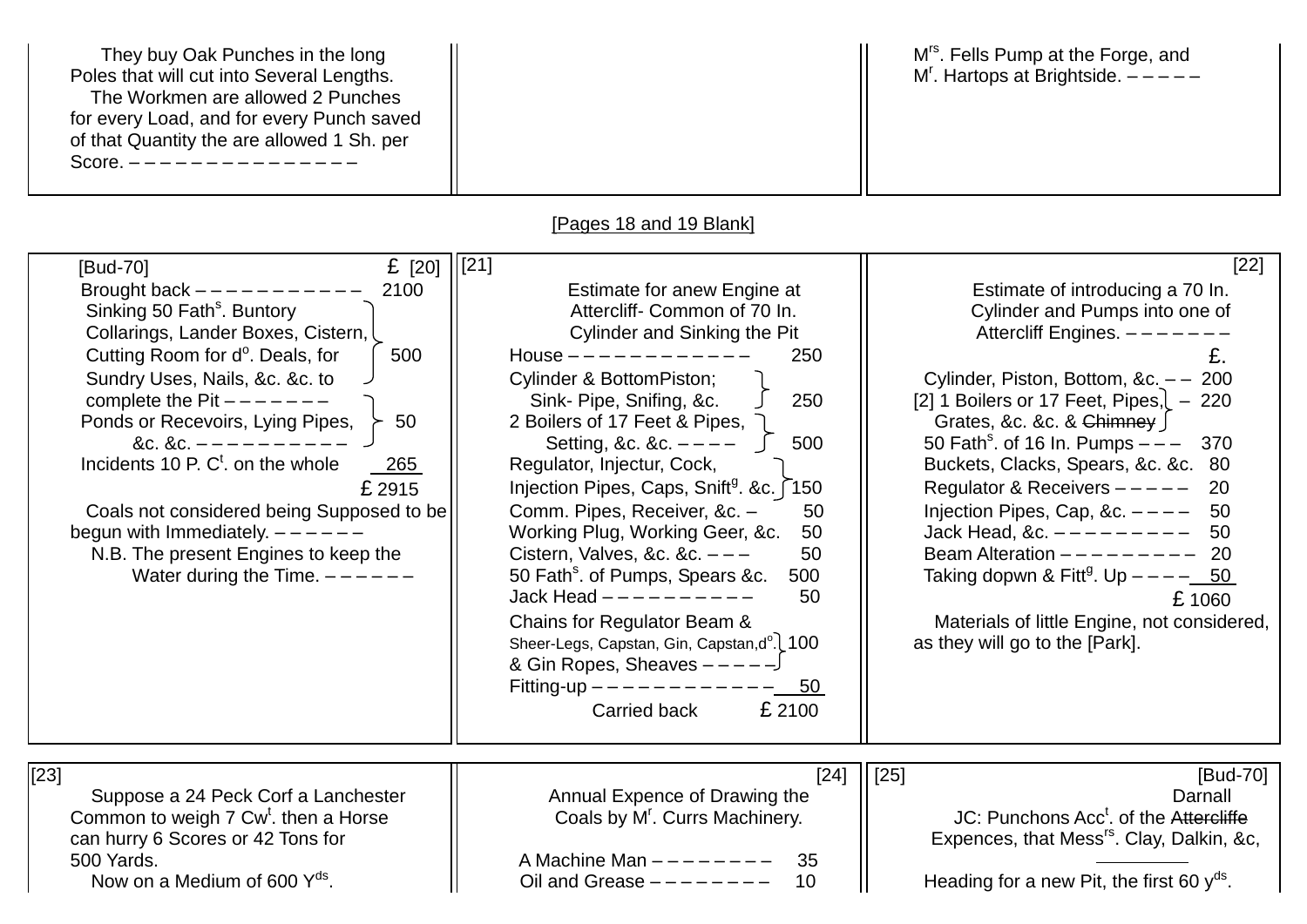They buy Oak Punches in the long Poles that will cut into Several Lengths.

The Workmen are allowed 2 Punches for every Load, and for every Punch saved of that Quantity the are allowed 1 Sh. per Score. – – – – – – – – – – – – – – –

Mrs. Fells Pump at the Forge, and Mr. Hartops at Brightside. – – – – –

[Pages 18 and 19 Blank]

[Bud-70] [20]

| | £ |
|---|---|
| Brought back – – – – – – – – – – – | 2100 |
| Sinking 50 Faths. Buntory Collarings, Lander Boxes, Cistern, Cutting Room for do. Deals, for Sundry Uses, Nails, &c. &c. to complete the Pit – – – – – – – | 500 |
| Ponds or Recevoirs, Lying Pipes, &c. &c. – – – – – – – – – – | 50 |
| Incidents 10 P. Ct. on the whole | 265 |
| | £ 2915 |

Coals not considered being Supposed to be begun with Immediately. – – – – – –

N.B. The present Engines to keep the Water during the Time. – – – – – –

[21]

Estimate for anew Engine at Attercliff- Common of 70 In. Cylinder and Sinking the Pit

| | |
|---|---|
| House – – – – – – – – – – – – | 250 |
| Cylinder & BottomPiston; Sink- Pipe, Snifing, &c. | 250 |
| 2 Boilers of 17 Feet & Pipes, Setting, &c. &c. – – – – | 500 |
| Regulator, Injectur, Cock, Injection Pipes, Caps, Sniftg. &c. | 150 |
| Comm. Pipes, Receiver, &c. – | 50 |
| Working Plug, Working Geer, &c. | 50 |
| Cistern, Valves, &c. &c. – – – | 50 |
| 50 Faths. of Pumps, Spears &c. | 500 |
| Jack Head – – – – – – – – – – | 50 |
| Chains for Regulator Beam & Sheer-Legs, Capstan, Gin, Capstan,do. & Gin Ropes, Sheaves – – – – – | 100 |
| Fitting-up – – – – – – – – – – – – | 50 |
| Carried back | £ 2100 |

[22]

Estimate of introducing a 70 In. Cylinder and Pumps into one of Attercliff Engines. – – – – – – –

| | £. |
|---|---|
| Cylinder, Piston, Bottom, &c. – – | 200 |
| [2] 1 Boilers or 17 Feet, Pipes, Grates, &c. &c. & ~~Chimney~~ – | 220 |
| 50 Faths. of 16 In. Pumps – – – | 370 |
| Buckets, Clacks, Spears, &c. &c. | 80 |
| Regulator & Receivers – – – – – | 20 |
| Injection Pipes, Cap, &c. – – – – | 50 |
| Jack Head, &c. – – – – – – – – – – | 50 |
| Beam Alteration – – – – – – – – – | 20 |
| Taking dopwn & Fittg. Up – – – – | 50 |
| | £ 1060 |

Materials of little Engine, not considered, as they will go to the [Park].

[23]

Suppose a 24 Peck Corf a Lanchester Common to weigh 7 Cwt. then a Horse can hurry 6 Scores or 42 Tons for 500 Yards.

Now on a Medium of 600 Yds.

[24]

Annual Expence of Drawing the Coals by Mr. Currs Machinery.

| | |
|---|---|
| A Machine Man – – – – – – – – – | 35 |
| Oil and Grease – – – – – – – – – | 10 |

[25] [Bud-70]

Darnall

JC: Punchons Acct. of the ~~Attercliffe~~ Expences, that Messrs. Clay, Dalkin, &c,

Heading for a new Pit, the first 60 yds.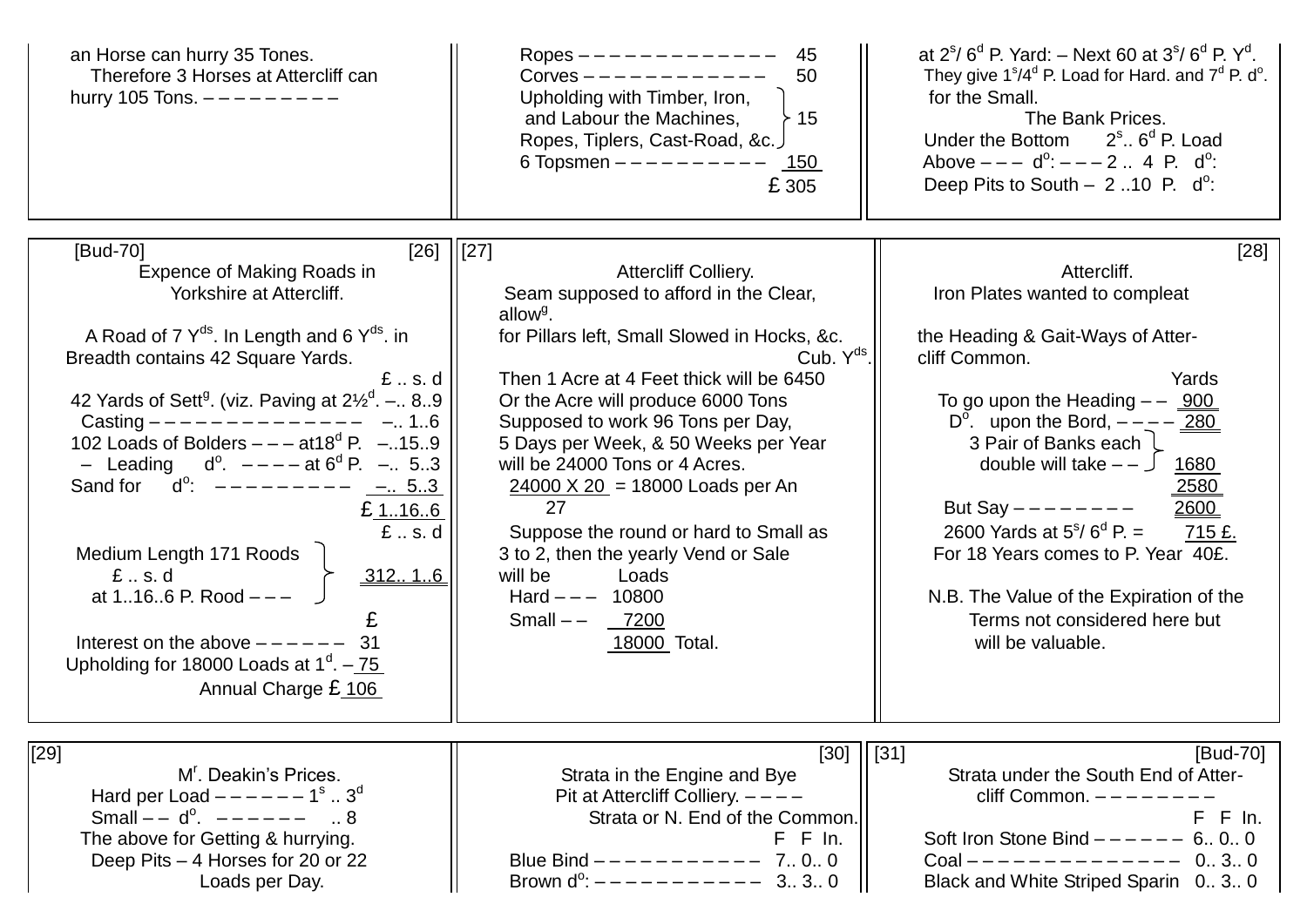an Horse can hurry 35 Tones.
Therefore 3 Horses at Attercliff can hurry 105 Tons. – – – – – – – – –

| | |
|---|---|
| Ropes – – – – – – – – – – – – – | 45 |
| Corves – – – – – – – – – – – – | 50 |
| Upholding with Timber, Iron, and Labour the Machines, Ropes, Tiplers, Cast-Road, &c. | 15 |
| 6 Topsmen – – – – – – – – – – | 150 |
| | £ 305 |

at 2s/ 6d P. Yard: – Next 60 at 3s/ 6d P. Yd.
They give 1s/4d P. Load for Hard. and 7d P. do. for the Small.

The Bank Prices.

Under the Bottom 2s.. 6d P. Load
Above – – – do: – – – 2 .. 4 P. do:
Deep Pits to South – 2 ..10 P. do:

[Bud-70] [26]

## Expence of Making Roads in Yorkshire at Attercliff.

A Road of 7 Yds. In Length and 6 Yds. in Breadth contains 42 Square Yards.

| | £ .. s. d |
|---|---|
| 42 Yards of Settg. (viz. Paving at 2½d. | –.. 8..9 |
| Casting – – – – – – – – – – – – – – | –.. 1..6 |
| 102 Loads of Bolders – – – at18d P. | –..15..9 |
| – Leading do. – – – – at 6d P. | –.. 5..3 |
| Sand for do: – – – – – – – – – – | –.. 5..3 |
| | £ 1..16..6 |

| | £ .. s. d |
|---|---|
| Medium Length 171 Roods £ .. s. d at 1..16..6 P. Rood – – – | 312.. 1..6 |

| | £ |
|---|---|
| Interest on the above – – – – – – | 31 |
| Upholding for 18000 Loads at 1d. – | 75 |
| Annual Charge | £ 106 |

[27]

## Attercliff Colliery.

Seam supposed to afford in the Clear, allowg. for Pillars left, Small Slowed in Hocks, &c.

Cub. Yds.

Then 1 Acre at 4 Feet thick will be 6450
Or the Acre will produce 6000 Tons
Supposed to work 96 Tons per Day,
5 Days per Week, & 50 Weeks per Year will be 24000 Tons or 4 Acres.

$\frac{24000 \times 20}{27}$ = 18000 Loads per An

Suppose the round or hard to Small as 3 to 2, then the yearly Vend or Sale will be

| | Loads |
|---|---|
| Hard – – – | 10800 |
| Small – – | 7200 |
| | 18000 Total. |

[28]

## Attercliff.

Iron Plates wanted to compleat the Heading & Gait-Ways of Attercliff Common.

| | Yards |
|---|---|
| To go upon the Heading – – | 900 |
| Do. upon the Bord, – – – – | 280 |
| 3 Pair of Banks each double will take – – | 1680 |
| | 2580 |
| But Say – – – – – – – – | 2600 |
| 2600 Yards at 5s/ 6d P. = | 715 £. |
| For 18 Years comes to P. Year | 40£. |

N.B. The Value of the Expiration of the Terms not considered here but will be valuable.

[29]

## Mr. Deakin's Prices.

Hard per Load – – – – – – 1s .. 3d
Small – – do. – – – – – – .. 8
The above for Getting & hurrying.
Deep Pits – 4 Horses for 20 or 22 Loads per Day.

[30]

## Strata in the Engine and Bye Pit at Attercliff Colliery. – – – –

Strata or N. End of the Common.

| | F F In. |
|---|---|
| Blue Bind – – – – – – – – – – – – | 7.. 0.. 0 |
| Brown do: – – – – – – – – – – – – | 3.. 3.. 0 |

[31] [Bud-70]

## Strata under the South End of Attercliff Common. – – – – – – – –

| | F F In. |
|---|---|
| Soft Iron Stone Bind – – – – – – | 6.. 0.. 0 |
| Coal – – – – – – – – – – – – – – – | 0.. 3.. 0 |
| Black and White Striped Sparin | 0.. 3.. 0 |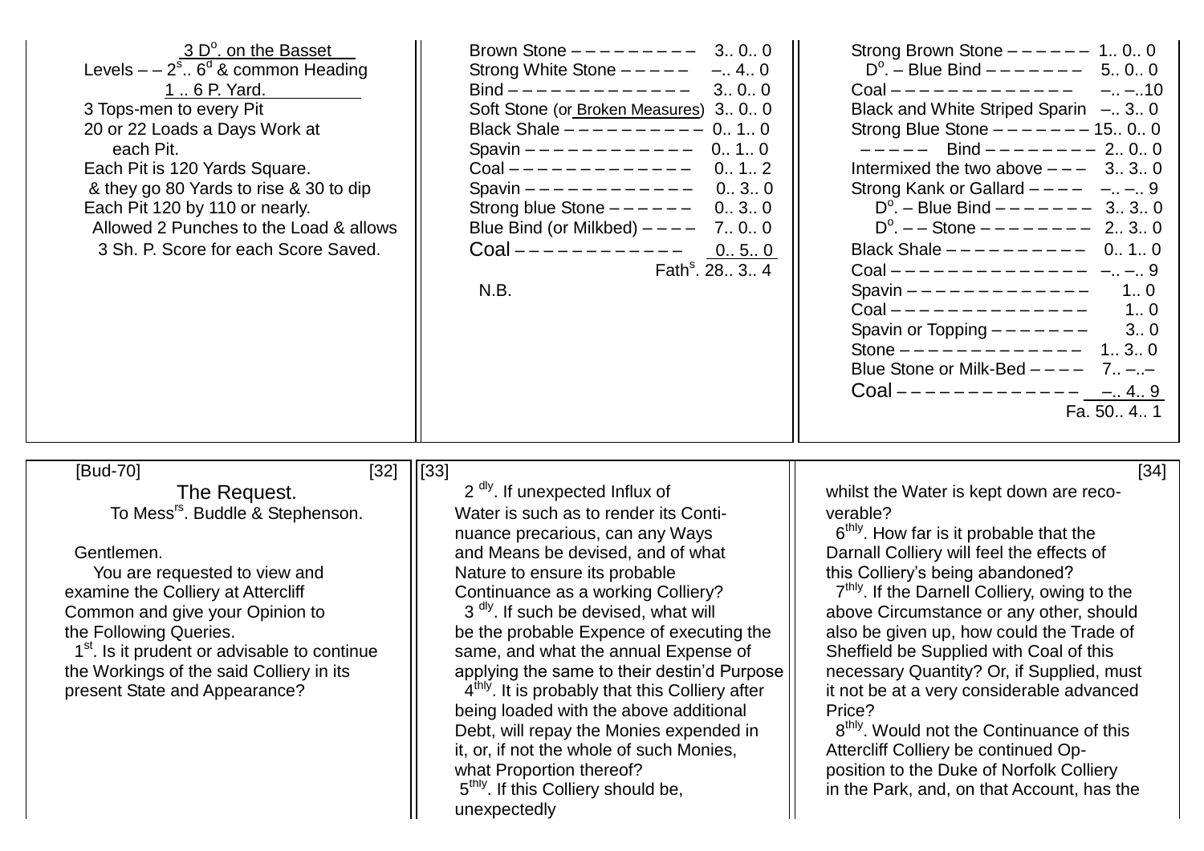3 D^o^. on the Basset
Levels – – 2^s^.. 6^d^ & common Heading
1 .. 6 P. Yard.
3 Tops-men to every Pit
20 or 22 Loads a Days Work at each Pit.
Each Pit is 120 Yards Square.
& they go 80 Yards to rise & 30 to dip
Each Pit 120 by 110 or nearly.
Allowed 2 Punches to the Load & allows 3 Sh. P. Score for each Score Saved.

| | |
|---|---|
| Brown Stone – – – – – – – – – – | 3.. 0.. 0 |
| Strong White Stone – – – – – | –.. 4.. 0 |
| Bind – – – – – – – – – – – – – – | 3.. 0.. 0 |
| Soft Stone (or Broken Measures) | 3.. 0.. 0 |
| Black Shale – – – – – – – – – – – | 0.. 1.. 0 |
| Spavin – – – – – – – – – – – – – | 0.. 1.. 0 |
| Coal – – – – – – – – – – – – – – | 0.. 1.. 2 |
| Spavin – – – – – – – – – – – – – | 0.. 3.. 0 |
| Strong blue Stone – – – – – – | 0.. 3.. 0 |
| Blue Bind (or Milkbed) – – – – | 7.. 0.. 0 |
| Coal – – – – – – – – – – – – – | 0.. 5.. 0 |
| | Fath^s^. 28.. 3.. 4 |

N.B.

| | |
|---|---|
| Strong Brown Stone – – – – – – | 1.. 0.. 0 |
| D^o^. – Blue Bind – – – – – – – – | 5.. 0.. 0 |
| Coal – – – – – – – – – – – – – – | –.. –..10 |
| Black and White Striped Sparin | –.. 3.. 0 |
| Strong Blue Stone – – – – – – – – | 15.. 0.. 0 |
| – – – – – Bind – – – – – – – – – | 2.. 0.. 0 |
| Intermixed the two above – – – | 3.. 3.. 0 |
| Strong Kank or Gallard – – – – | –.. –.. 9 |
| D^o^. – Blue Bind – – – – – – – – | 3.. 3.. 0 |
| D^o^. – – Stone – – – – – – – – – | 2.. 3.. 0 |
| Black Shale – – – – – – – – – – – | 0.. 1.. 0 |
| Coal – – – – – – – – – – – – – – – | –.. –.. 9 |
| Spavin – – – – – – – – – – – – – – | 1.. 0 |
| Coal – – – – – – – – – – – – – – – | 1.. 0 |
| Spavin or Topping – – – – – – – – | 3.. 0 |
| Stone – – – – – – – – – – – – – – | 1.. 3.. 0 |
| Blue Stone or Milk-Bed – – – – | 7.. –..– |
| Coal – – – – – – – – – – – – – – | –.. 4.. 9 |
| | Fa. 50.. 4.. 1 |

[Bud-70] [32]

## The Request.

To Mess^rs^. Buddle & Stephenson.

Gentlemen.

You are requested to view and examine the Colliery at Attercliff Common and give your Opinion to the Following Queries.

1^st^. Is it prudent or advisable to continue the Workings of the said Colliery in its present State and Appearance?

[33]

2^dly^. If unexpected Influx of Water is such as to render its Continuance precarious, can any Ways and Means be devised, and of what Nature to ensure its probable Continuance as a working Colliery?

3^dly^. If such be devised, what will be the probable Expence of executing the same, and what the annual Expense of applying the same to their destin'd Purpose

4^thly^. It is probably that this Colliery after being loaded with the above additional Debt, will repay the Monies expended in it, or, if not the whole of such Monies, what Proportion thereof?

5^thly^. If this Colliery should be, unexpectedly

[34]

whilst the Water is kept down are recoverable?

6^thly^. How far is it probable that the Darnall Colliery will feel the effects of this Colliery's being abandoned?

7^thly^. If the Darnell Colliery, owing to the above Circumstance or any other, should also be given up, how could the Trade of Sheffield be Supplied with Coal of this necessary Quantity? Or, if Supplied, must it not be at a very considerable advanced Price?

8^thly^. Would not the Continuance of this Attercliff Colliery be continued Opposition to the Duke of Norfolk Colliery in the Park, and, on that Account, has the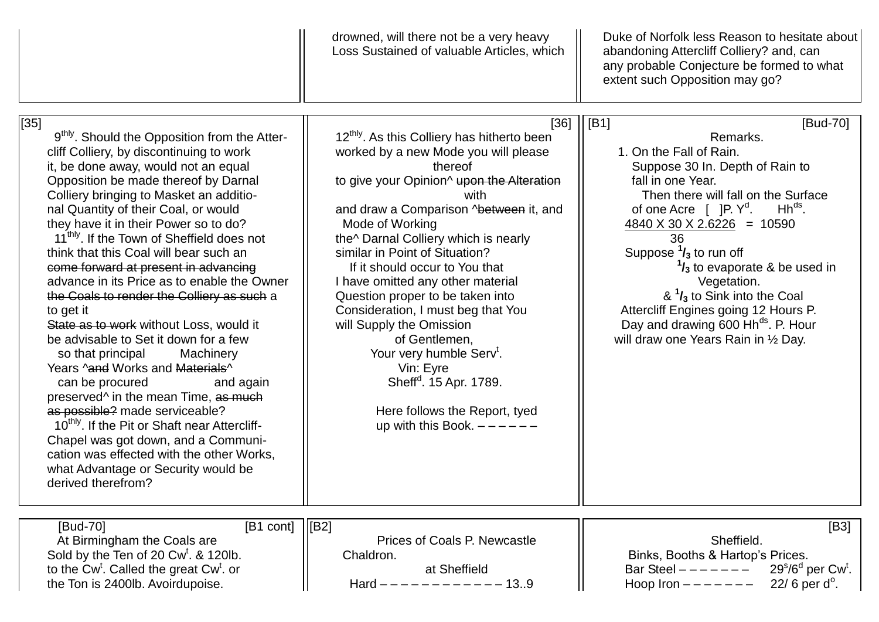drowned, will there not be a very heavy Loss Sustained of valuable Articles, which

Duke of Norfolk less Reason to hesitate about abandoning Attercliff Colliery? and, can any probable Conjecture be formed to what extent such Opposition may go?

[35]

9thly. Should the Opposition from the Attercliff Colliery, by discontinuing to work it, be done away, would not an equal Opposition be made thereof by Darnal Colliery bringing to Masket an additional Quantity of their Coal, or would they have it in their Power so to do?

11thly. If the Town of Sheffield does not think that this Coal will bear such an ~~come forward at present in advancing~~ advance in its Price as to enable the Owner ~~the Coals to render the Colliery as such~~ a to get it ~~State as to work~~ without Loss, would it be advisable to Set it down for a few Years ^so that principal ~~and~~ Works and ~~Materials~~ Machinery^ can be procured preserved^ in the mean Time, ~~as much as possible?~~ and again made serviceable?

10thly. If the Pit or Shaft near Attercliff-Chapel was got down, and a Communication was effected with the other Works, what Advantage or Security would be derived therefrom?

[36]

12thly. As this Colliery has hitherto been worked by a new Mode you will please to give your Opinion^ thereof ~~upon the Alteration~~ and draw a Comparison ^~~between~~ with it, and the^ Mode of Working Darnal Colliery which is nearly similar in Point of Situation?

If it should occur to You that I have omitted any other material Question proper to be taken into Consideration, I must beg that You will Supply the Omission

of Gentlemen,
Your very humble Servt.
Vin: Eyre
Sheffd. 15 Apr. 1789.

Here follows the Report, tyed up with this Book. – – – – – –

[B1] [Bud-70]

Remarks.

1. On the Fall of Rain.
Suppose 30 In. Depth of Rain to fall in one Year.
Then there will fall on the Surface of one Acre [ ]P. Yd. Hhds.

$$\frac{4840 \times 30 \times 2.6226}{36} = 10590$$

Suppose $^1/_3$ to run off
$^1/_3$ to evaporate & be used in Vegetation.
& $^1/_3$ to Sink into the Coal
Attercliff Engines going 12 Hours P. Day and drawing 600 Hhds. P. Hour will draw one Years Rain in ½ Day.

[Bud-70] [B1 cont]

At Birmingham the Coals are Sold by the Ten of 20 Cwt. & 120lb. to the Cwt. Called the great Cwt. or the Ton is 2400lb. Avoirdupoise.

[B2]

Prices of Coals P. Newcastle Chaldron.
at Sheffield
Hard – – – – – – – – – – – – 13..9

[B3]

Sheffield.
Binks, Booths & Hartop's Prices.

Bar Steel – – – – – – – 29s/6d per Cwt.
Hoop Iron – – – – – – – 22/ 6 per do.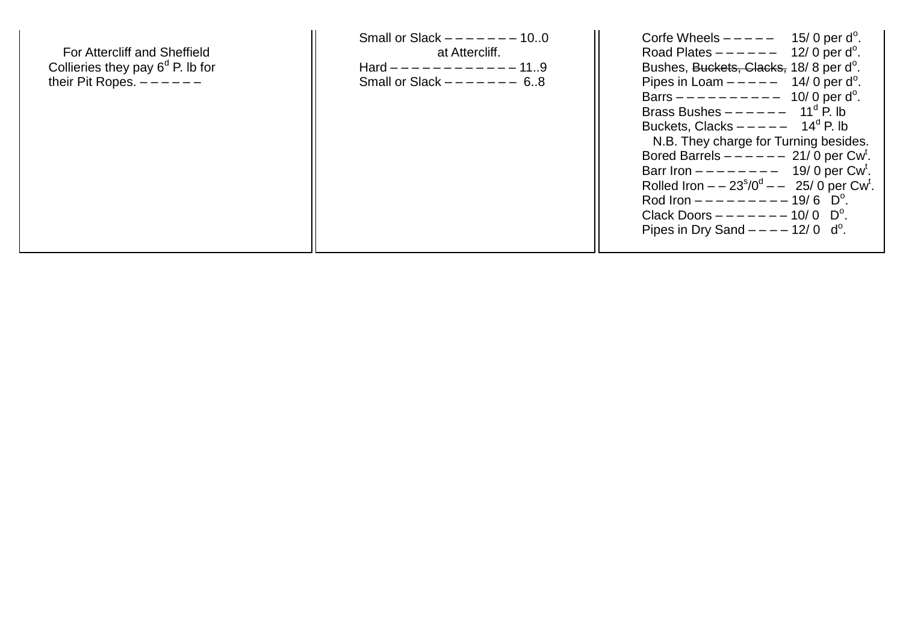| | | |
|---|---|---|
| For Attercliff and Sheffield Collieries they pay 6d P. lb for their Pit Ropes. – – – – – – | Small or Slack – – – – – – – 10..0<br>at Attercliff.<br>Hard – – – – – – – – – – – – 11..9<br>Small or Slack – – – – – – – 6..8 | Corfe Wheels – – – – – 15/ 0 per do.<br>Road Plates – – – – – – 12/ 0 per do.<br>Bushes, ~~Buckets, Clacks,~~ 18/ 8 per do.<br>Pipes in Loam – – – – – 14/ 0 per do.<br>Barrs – – – – – – – – – – 10/ 0 per do.<br>Brass Bushes – – – – – – 11d P. lb<br>Buckets, Clacks – – – – – 14d P. lb<br>N.B. They charge for Turning besides.<br>Bored Barrels – – – – – – 21/ 0 per Cwt.<br>Barr Iron – – – – – – – – 19/ 0 per Cwt.<br>Rolled Iron – – 23s/0d – – 25/ 0 per Cwt.<br>Rod Iron – – – – – – – – – 19/ 6 Do.<br>Clack Doors – – – – – – – 10/ 0 Do.<br>Pipes in Dry Sand – – – – 12/ 0 do. |